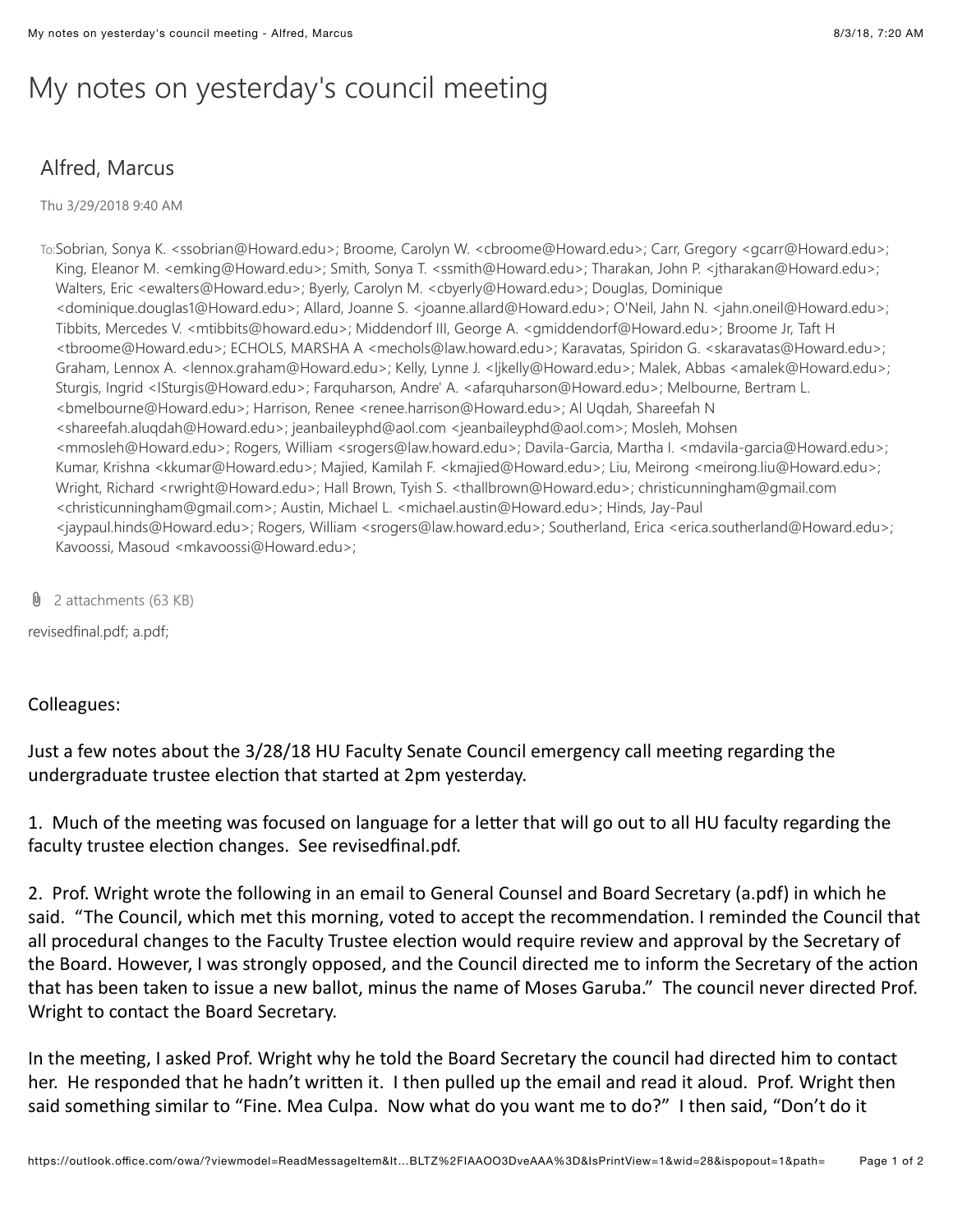# My notes on yesterday's council meeting

## Alfred, Marcus

Thu 3/29/2018 9:40 AM

To: Sobrian, Sonya K. <ssobrian@Howard.edu>; Broome, Carolyn W. <cbroome@Howard.edu>; Carr, Gregory <gcarr@Howard.edu>; King, Eleanor M. <emking@Howard.edu>; Smith, Sonya T. <ssmith@Howard.edu>; Tharakan, John P. <jtharakan@Howard.edu>; Walters, Eric <ewalters@Howard.edu>; Byerly, Carolyn M. <cbyerly@Howard.edu>; Douglas, Dominique <dominique.douglas1@Howard.edu>; Allard, Joanne S. <joanne.allard@Howard.edu>; O'Neil, Jahn N. <jahn.oneil@Howard.edu>; Tibbits, Mercedes V. <mtibbits@howard.edu>; Middendorf III, George A. <gmiddendorf@Howard.edu>; Broome Jr, Taft H <tbroome@Howard.edu>; ECHOLS, MARSHA A <mechols@law.howard.edu>; Karavatas, Spiridon G. <skaravatas@Howard.edu>; Graham, Lennox A. <lennox.graham@Howard.edu>; Kelly, Lynne J. <ljkelly@Howard.edu>; Malek, Abbas <amalek@Howard.edu>; Sturgis, Ingrid <ISturgis@Howard.edu>; Farquharson, Andre' A. <afarquharson@Howard.edu>; Melbourne, Bertram L. <bmelbourne@Howard.edu>; Harrison, Renee <renee.harrison@Howard.edu>; Al Uqdah, Shareefah N <shareefah.aluqdah@Howard.edu>; jeanbaileyphd@aol.com <jeanbaileyphd@aol.com>; Mosleh, Mohsen <mmosleh@Howard.edu>; Rogers, William <srogers@law.howard.edu>; Davila-Garcia, Martha I. <mdavila-garcia@Howard.edu>; Kumar, Krishna <kkumar@Howard.edu>; Majied, Kamilah F. <kmajied@Howard.edu>; Liu, Meirong <meirong.liu@Howard.edu>; Wright, Richard <rwright@Howard.edu>; Hall Brown, Tyish S. <thallbrown@Howard.edu>; christicunningham@gmail.com <christicunningham@gmail.com>; Austin, Michael L. <michael.austin@Howard.edu>; Hinds, Jay-Paul <jaypaul.hinds@Howard.edu>; Rogers, William <srogers@law.howard.edu>; Southerland, Erica <erica.southerland@Howard.edu>; Kavoossi, Masoud <mkavoossi@Howard.edu>;

2 attachments (63 KB)

revisedfinal.pdf; a.pdf;

Colleagues:

Just a few notes about the 3/28/18 HU Faculty Senate Council emergency call meeting regarding the undergraduate trustee election that started at 2pm yesterday.

1. Much of the meeting was focused on language for a letter that will go out to all HU faculty regarding the faculty trustee election changes. See revisedfinal.pdf.

2. Prof. Wright wrote the following in an email to General Counsel and Board Secretary (a.pdf) in which he said. "The Council, which met this morning, voted to accept the recommendation. I reminded the Council that all procedural changes to the Faculty Trustee election would require review and approval by the Secretary of the Board. However, I was strongly opposed, and the Council directed me to inform the Secretary of the action that has been taken to issue a new ballot, minus the name of Moses Garuba." The council never directed Prof. Wright to contact the Board Secretary.

In the meeting, I asked Prof. Wright why he told the Board Secretary the council had directed him to contact her. He responded that he hadn't written it. I then pulled up the email and read it aloud. Prof. Wright then said something similar to "Fine. Mea Culpa. Now what do you want me to do?" I then said, "Don't do it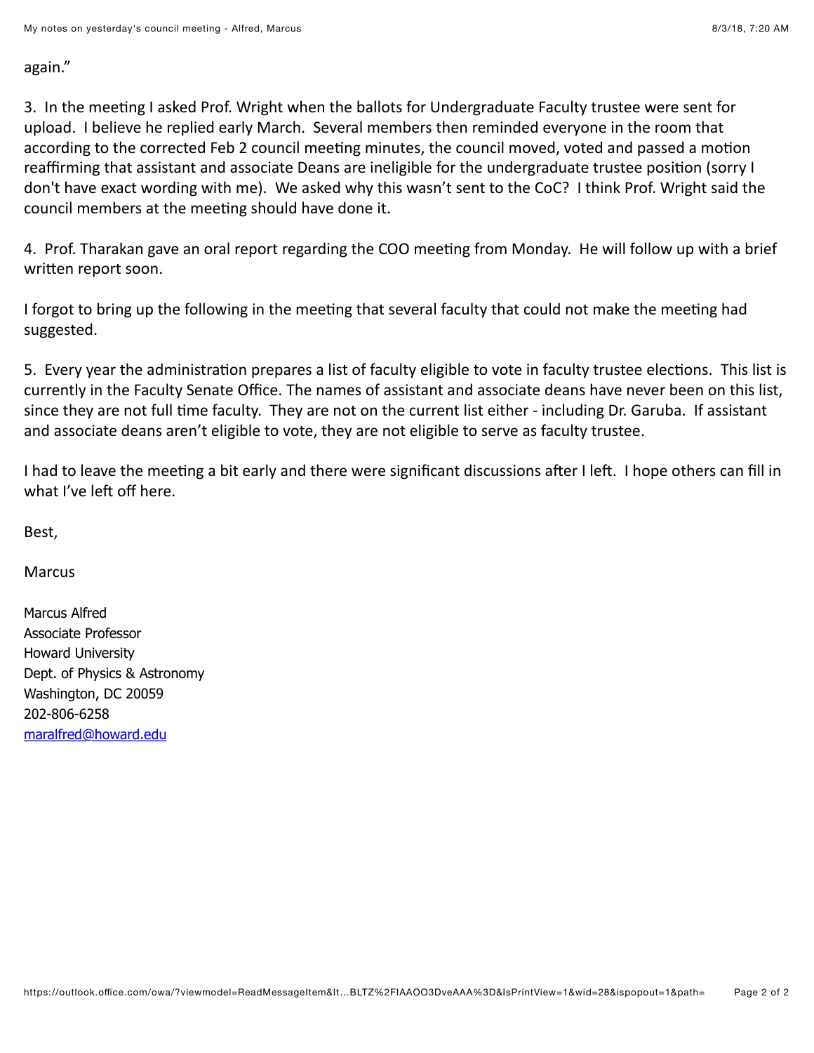again."

3. In the meeting I asked Prof. Wright when the ballots for Undergraduate Faculty trustee were sent for upload. I believe he replied early March. Several members then reminded everyone in the room that according to the corrected Feb 2 council meeting minutes, the council moved, voted and passed a motion reaffirming that assistant and associate Deans are ineligible for the undergraduate trustee position (sorry I don't have exact wording with me). We asked why this wasn't sent to the CoC? I think Prof. Wright said the council members at the meeting should have done it.

4. Prof. Tharakan gave an oral report regarding the COO meeting from Monday. He will follow up with a brief written report soon.

I forgot to bring up the following in the meeting that several faculty that could not make the meeting had suggested.

5. Every year the administration prepares a list of faculty eligible to vote in faculty trustee elections. This list is currently in the Faculty Senate Office. The names of assistant and associate deans have never been on this list, since they are not full time faculty. They are not on the current list either - including Dr. Garuba. If assistant and associate deans aren't eligible to vote, they are not eligible to serve as faculty trustee.

I had to leave the meeting a bit early and there were significant discussions after I left. I hope others can fill in what I've left off here.

Best,

Marcus

Marcus Alfred
Associate Professor
Howard University
Dept. of Physics & Astronomy
Washington, DC 20059
202-806-6258
maralfred@howard.edu